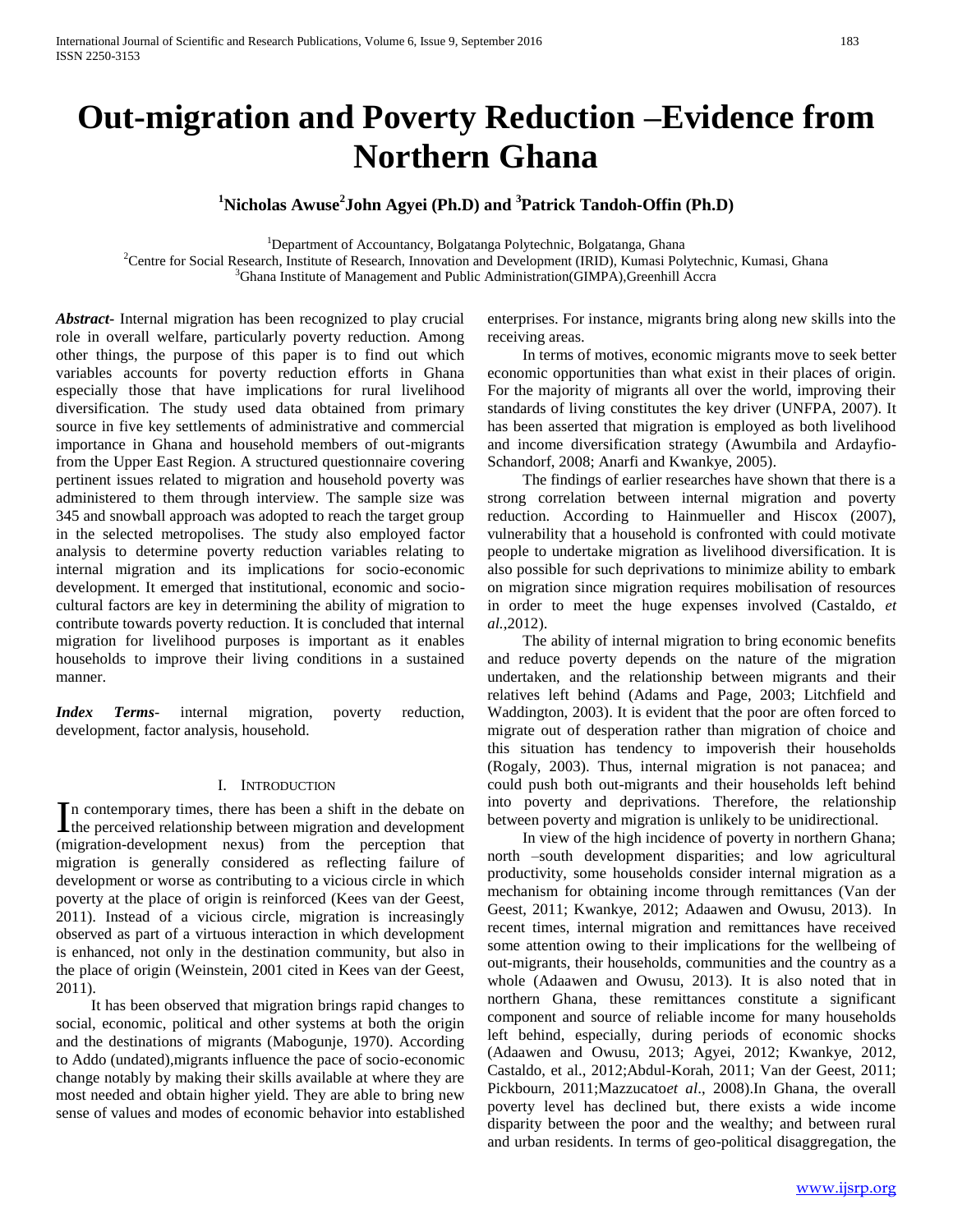# Out-migration and Poverty Reduction –Evidence from Northern Ghana

**[1]Nicholas Awuse[2]John Agyei (Ph.D) and [3]Patrick Tandoh-Offin (Ph.D)**

[1]Department of Accountancy, Bolgatanga Polytechnic, Bolgatanga, Ghana
[2]Centre for Social Research, Institute of Research, Innovation and Development (IRID), Kumasi Polytechnic, Kumasi, Ghana
[3]Ghana Institute of Management and Public Administration(GIMPA),Greenhill Accra

***Abstract-*** Internal migration has been recognized to play crucial role in overall welfare, particularly poverty reduction. Among other things, the purpose of this paper is to find out which variables accounts for poverty reduction efforts in Ghana especially those that have implications for rural livelihood diversification. The study used data obtained from primary source in five key settlements of administrative and commercial importance in Ghana and household members of out-migrants from the Upper East Region. A structured questionnaire covering pertinent issues related to migration and household poverty was administered to them through interview. The sample size was 345 and snowball approach was adopted to reach the target group in the selected metropolises. The study also employed factor analysis to determine poverty reduction variables relating to internal migration and its implications for socio-economic development. It emerged that institutional, economic and socio-cultural factors are key in determining the ability of migration to contribute towards poverty reduction. It is concluded that internal migration for livelihood purposes is important as it enables households to improve their living conditions in a sustained manner.

***Index Terms*-** internal migration, poverty reduction, development, factor analysis, household.

## I. Introduction

In contemporary times, there has been a shift in the debate on the perceived relationship between migration and development (migration-development nexus) from the perception that migration is generally considered as reflecting failure of development or worse as contributing to a vicious circle in which poverty at the place of origin is reinforced (Kees van der Geest, 2011). Instead of a vicious circle, migration is increasingly observed as part of a virtuous interaction in which development is enhanced, not only in the destination community, but also in the place of origin (Weinstein, 2001 cited in Kees van der Geest, 2011).

It has been observed that migration brings rapid changes to social, economic, political and other systems at both the origin and the destinations of migrants (Mabogunje, 1970). According to Addo (undated),migrants influence the pace of socio-economic change notably by making their skills available at where they are most needed and obtain higher yield. They are able to bring new sense of values and modes of economic behavior into established enterprises. For instance, migrants bring along new skills into the receiving areas.

In terms of motives, economic migrants move to seek better economic opportunities than what exist in their places of origin. For the majority of migrants all over the world, improving their standards of living constitutes the key driver (UNFPA, 2007). It has been asserted that migration is employed as both livelihood and income diversification strategy (Awumbila and Ardayfio-Schandorf, 2008; Anarfi and Kwankye, 2005).

The findings of earlier researches have shown that there is a strong correlation between internal migration and poverty reduction. According to Hainmueller and Hiscox (2007), vulnerability that a household is confronted with could motivate people to undertake migration as livelihood diversification. It is also possible for such deprivations to minimize ability to embark on migration since migration requires mobilisation of resources in order to meet the huge expenses involved (Castaldo, *et al.*,2012).

The ability of internal migration to bring economic benefits and reduce poverty depends on the nature of the migration undertaken, and the relationship between migrants and their relatives left behind (Adams and Page, 2003; Litchfield and Waddington, 2003). It is evident that the poor are often forced to migrate out of desperation rather than migration of choice and this situation has tendency to impoverish their households (Rogaly, 2003). Thus, internal migration is not panacea; and could push both out-migrants and their households left behind into poverty and deprivations. Therefore, the relationship between poverty and migration is unlikely to be unidirectional.

In view of the high incidence of poverty in northern Ghana; north –south development disparities; and low agricultural productivity, some households consider internal migration as a mechanism for obtaining income through remittances (Van der Geest, 2011; Kwankye, 2012; Adaawen and Owusu, 2013). In recent times, internal migration and remittances have received some attention owing to their implications for the wellbeing of out-migrants, their households, communities and the country as a whole (Adaawen and Owusu, 2013). It is also noted that in northern Ghana, these remittances constitute a significant component and source of reliable income for many households left behind, especially, during periods of economic shocks (Adaawen and Owusu, 2013; Agyei, 2012; Kwankye, 2012, Castaldo, et al., 2012;Abdul-Korah, 2011; Van der Geest, 2011; Pickbourn, 2011;Mazzucato*et al*., 2008).In Ghana, the overall poverty level has declined but, there exists a wide income disparity between the poor and the wealthy; and between rural and urban residents. In terms of geo-political disaggregation, the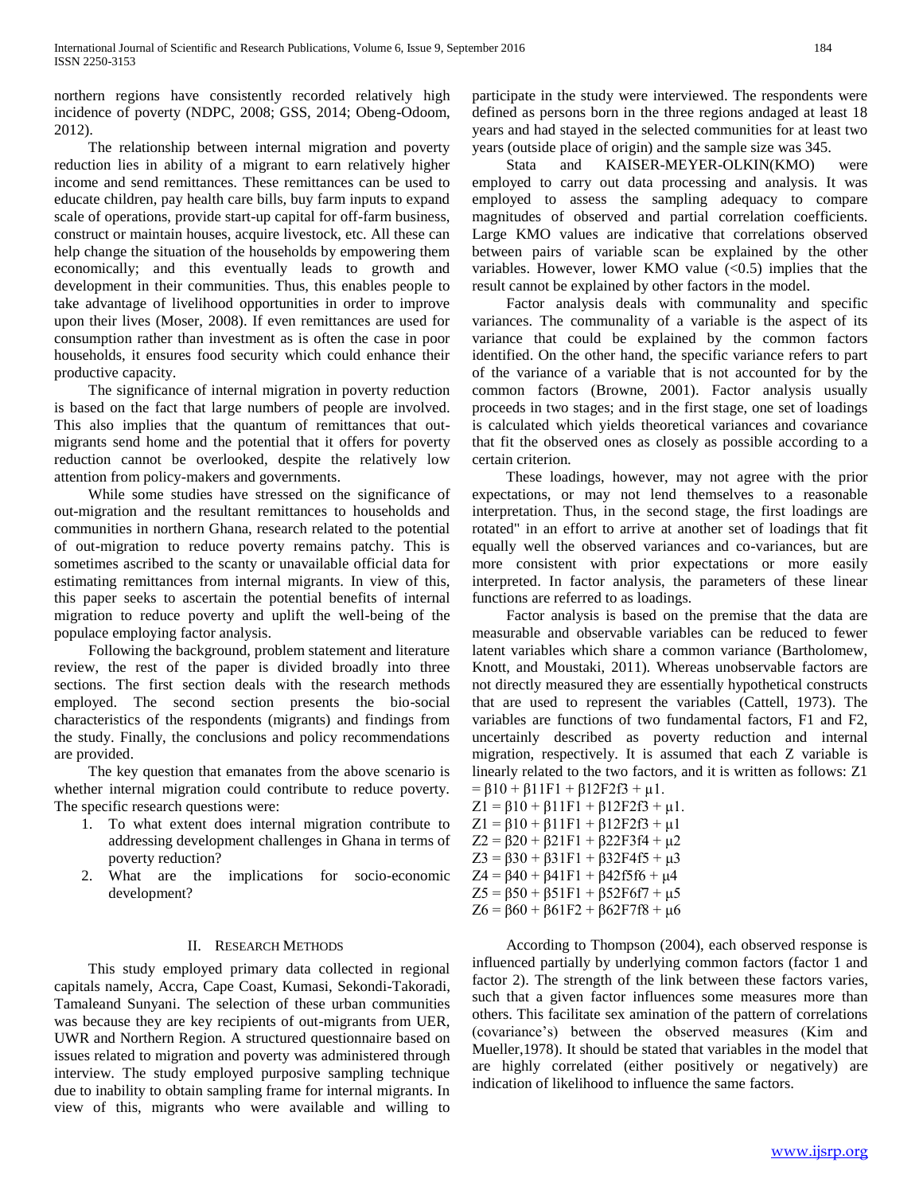northern regions have consistently recorded relatively high incidence of poverty (NDPC, 2008; GSS, 2014; Obeng-Odoom, 2012).

The relationship between internal migration and poverty reduction lies in ability of a migrant to earn relatively higher income and send remittances. These remittances can be used to educate children, pay health care bills, buy farm inputs to expand scale of operations, provide start-up capital for off-farm business, construct or maintain houses, acquire livestock, etc. All these can help change the situation of the households by empowering them economically; and this eventually leads to growth and development in their communities. Thus, this enables people to take advantage of livelihood opportunities in order to improve upon their lives (Moser, 2008). If even remittances are used for consumption rather than investment as is often the case in poor households, it ensures food security which could enhance their productive capacity.

The significance of internal migration in poverty reduction is based on the fact that large numbers of people are involved. This also implies that the quantum of remittances that out-migrants send home and the potential that it offers for poverty reduction cannot be overlooked, despite the relatively low attention from policy-makers and governments.

While some studies have stressed on the significance of out-migration and the resultant remittances to households and communities in northern Ghana, research related to the potential of out-migration to reduce poverty remains patchy. This is sometimes ascribed to the scanty or unavailable official data for estimating remittances from internal migrants. In view of this, this paper seeks to ascertain the potential benefits of internal migration to reduce poverty and uplift the well-being of the populace employing factor analysis.

Following the background, problem statement and literature review, the rest of the paper is divided broadly into three sections. The first section deals with the research methods employed. The second section presents the bio-social characteristics of the respondents (migrants) and findings from the study. Finally, the conclusions and policy recommendations are provided.

The key question that emanates from the above scenario is whether internal migration could contribute to reduce poverty. The specific research questions were:

1. To what extent does internal migration contribute to addressing development challenges in Ghana in terms of poverty reduction?
2. What are the implications for socio-economic development?

## II. Research Methods

This study employed primary data collected in regional capitals namely, Accra, Cape Coast, Kumasi, Sekondi-Takoradi, Tamaleand Sunyani. The selection of these urban communities was because they are key recipients of out-migrants from UER, UWR and Northern Region. A structured questionnaire based on issues related to migration and poverty was administered through interview. The study employed purposive sampling technique due to inability to obtain sampling frame for internal migrants. In view of this, migrants who were available and willing to participate in the study were interviewed. The respondents were defined as persons born in the three regions andaged at least 18 years and had stayed in the selected communities for at least two years (outside place of origin) and the sample size was 345.

Stata and KAISER-MEYER-OLKIN(KMO) were employed to carry out data processing and analysis. It was employed to assess the sampling adequacy to compare magnitudes of observed and partial correlation coefficients. Large KMO values are indicative that correlations observed between pairs of variable scan be explained by the other variables. However, lower KMO value (<0.5) implies that the result cannot be explained by other factors in the model.

Factor analysis deals with communality and specific variances. The communality of a variable is the aspect of its variance that could be explained by the common factors identified. On the other hand, the specific variance refers to part of the variance of a variable that is not accounted for by the common factors (Browne, 2001). Factor analysis usually proceeds in two stages; and in the first stage, one set of loadings is calculated which yields theoretical variances and covariance that fit the observed ones as closely as possible according to a certain criterion.

These loadings, however, may not agree with the prior expectations, or may not lend themselves to a reasonable interpretation. Thus, in the second stage, the first loadings are rotated" in an effort to arrive at another set of loadings that fit equally well the observed variances and co-variances, but are more consistent with prior expectations or more easily interpreted. In factor analysis, the parameters of these linear functions are referred to as loadings.

Factor analysis is based on the premise that the data are measurable and observable variables can be reduced to fewer latent variables which share a common variance (Bartholomew, Knott, and Moustaki, 2011). Whereas unobservable factors are not directly measured they are essentially hypothetical constructs that are used to represent the variables (Cattell, 1973). The variables are functions of two fundamental factors, F1 and F2, uncertainly described as poverty reduction and internal migration, respectively. It is assumed that each Z variable is linearly related to the two factors, and it is written as follows: $Z1 = \beta 10 + \beta 11F1 + \beta 12F2f3 + \mu 1$.

$$Z1 = \beta 10 + \beta 11F1 + \beta 12F2f3 + \mu 1.$$

$$Z1 = \beta 10 + \beta 11F1 + \beta 12F2f3 + \mu 1$$

$$Z2 = \beta 20 + \beta 21F1 + \beta 22F3f4 + \mu 2$$

$$Z3 = \beta 30 + \beta 31F1 + \beta 32F4f5 + \mu 3$$

$$Z4 = \beta 40 + \beta 41F1 + \beta 42f5f6 + \mu 4$$

$$Z5 = \beta 50 + \beta 51F1 + \beta 52F6f7 + \mu 5$$

$$Z6 = \beta 60 + \beta 61F2 + \beta 62F7f8 + \mu 6$$

According to Thompson (2004), each observed response is influenced partially by underlying common factors (factor 1 and factor 2). The strength of the link between these factors varies, such that a given factor influences some measures more than others. This facilitate sex amination of the pattern of correlations (covariance's) between the observed measures (Kim and Mueller,1978). It should be stated that variables in the model that are highly correlated (either positively or negatively) are indication of likelihood to influence the same factors.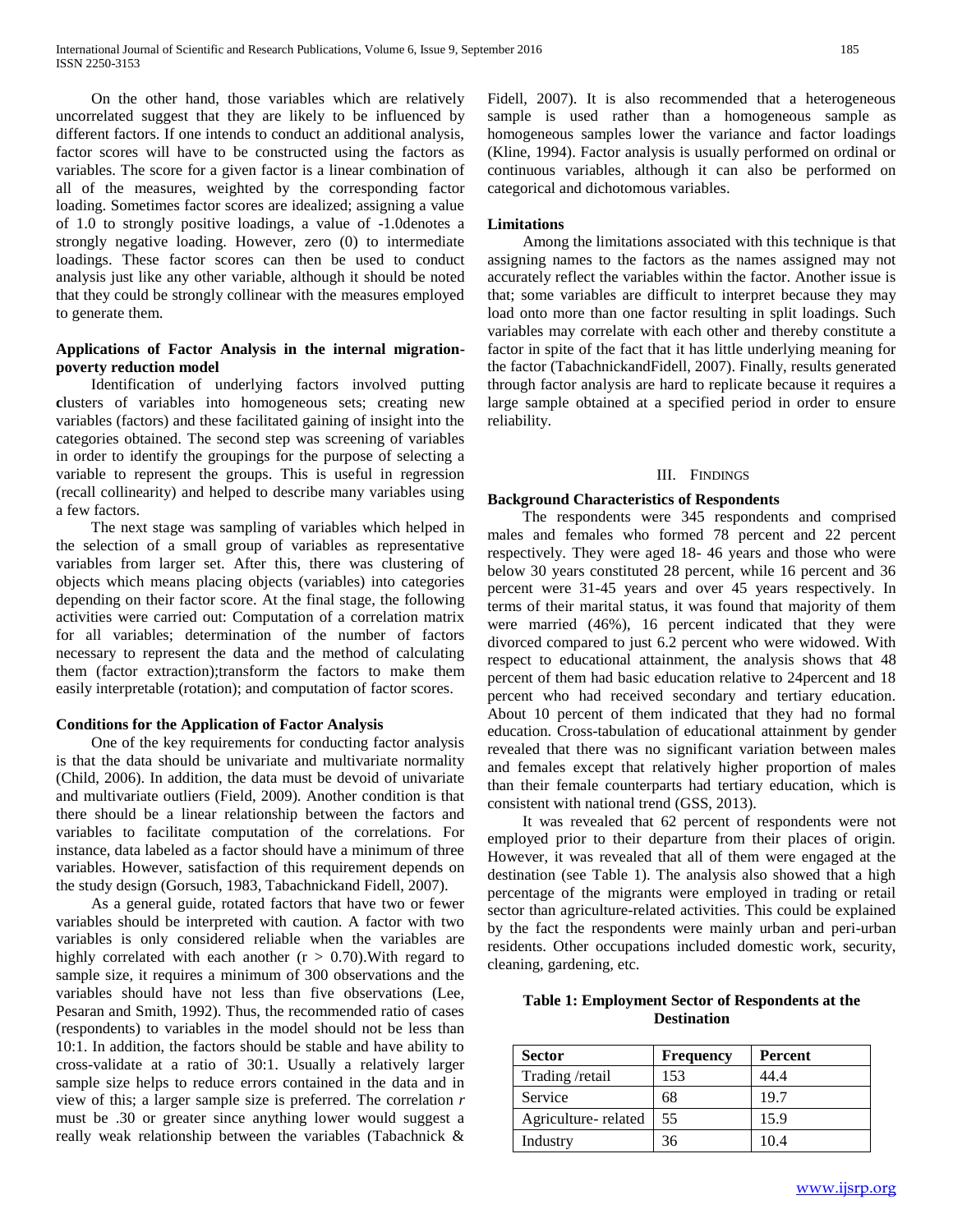On the other hand, those variables which are relatively uncorrelated suggest that they are likely to be influenced by different factors. If one intends to conduct an additional analysis, factor scores will have to be constructed using the factors as variables. The score for a given factor is a linear combination of all of the measures, weighted by the corresponding factor loading. Sometimes factor scores are idealized; assigning a value of 1.0 to strongly positive loadings, a value of -1.0denotes a strongly negative loading. However, zero (0) to intermediate loadings. These factor scores can then be used to conduct analysis just like any other variable, although it should be noted that they could be strongly collinear with the measures employed to generate them.

**Applications of Factor Analysis in the internal migration-poverty reduction model**

Identification of underlying factors involved putting **c**lusters of variables into homogeneous sets; creating new variables (factors) and these facilitated gaining of insight into the categories obtained. The second step was screening of variables in order to identify the groupings for the purpose of selecting a variable to represent the groups. This is useful in regression (recall collinearity) and helped to describe many variables using a few factors.

The next stage was sampling of variables which helped in the selection of a small group of variables as representative variables from larger set. After this, there was clustering of objects which means placing objects (variables) into categories depending on their factor score. At the final stage, the following activities were carried out: Computation of a correlation matrix for all variables; determination of the number of factors necessary to represent the data and the method of calculating them (factor extraction);transform the factors to make them easily interpretable (rotation); and computation of factor scores.

**Conditions for the Application of Factor Analysis**

One of the key requirements for conducting factor analysis is that the data should be univariate and multivariate normality (Child, 2006). In addition, the data must be devoid of univariate and multivariate outliers (Field, 2009). Another condition is that there should be a linear relationship between the factors and variables to facilitate computation of the correlations. For instance, data labeled as a factor should have a minimum of three variables. However, satisfaction of this requirement depends on the study design (Gorsuch, 1983, Tabachnickand Fidell, 2007).

As a general guide, rotated factors that have two or fewer variables should be interpreted with caution. A factor with two variables is only considered reliable when the variables are highly correlated with each another ($r > 0.70$).With regard to sample size, it requires a minimum of 300 observations and the variables should have not less than five observations (Lee, Pesaran and Smith, 1992). Thus, the recommended ratio of cases (respondents) to variables in the model should not be less than 10:1. In addition, the factors should be stable and have ability to cross-validate at a ratio of 30:1. Usually a relatively larger sample size helps to reduce errors contained in the data and in view of this; a larger sample size is preferred. The correlation $r$ must be .30 or greater since anything lower would suggest a really weak relationship between the variables (Tabachnick & Fidell, 2007). It is also recommended that a heterogeneous sample is used rather than a homogeneous sample as homogeneous samples lower the variance and factor loadings (Kline, 1994). Factor analysis is usually performed on ordinal or continuous variables, although it can also be performed on categorical and dichotomous variables.

**Limitations**

Among the limitations associated with this technique is that assigning names to the factors as the names assigned may not accurately reflect the variables within the factor. Another issue is that; some variables are difficult to interpret because they may load onto more than one factor resulting in split loadings. Such variables may correlate with each other and thereby constitute a factor in spite of the fact that it has little underlying meaning for the factor (TabachnickandFidell, 2007). Finally, results generated through factor analysis are hard to replicate because it requires a large sample obtained at a specified period in order to ensure reliability.

## III. Findings

**Background Characteristics of Respondents**

The respondents were 345 respondents and comprised males and females who formed 78 percent and 22 percent respectively. They were aged 18- 46 years and those who were below 30 years constituted 28 percent, while 16 percent and 36 percent were 31-45 years and over 45 years respectively. In terms of their marital status, it was found that majority of them were married (46%), 16 percent indicated that they were divorced compared to just 6.2 percent who were widowed. With respect to educational attainment, the analysis shows that 48 percent of them had basic education relative to 24percent and 18 percent who had received secondary and tertiary education. About 10 percent of them indicated that they had no formal education. Cross-tabulation of educational attainment by gender revealed that there was no significant variation between males and females except that relatively higher proportion of males than their female counterparts had tertiary education, which is consistent with national trend (GSS, 2013).

It was revealed that 62 percent of respondents were not employed prior to their departure from their places of origin. However, it was revealed that all of them were engaged at the destination (see Table 1). The analysis also showed that a high percentage of the migrants were employed in trading or retail sector than agriculture-related activities. This could be explained by the fact the respondents were mainly urban and peri-urban residents. Other occupations included domestic work, security, cleaning, gardening, etc.

**Table 1: Employment Sector of Respondents at the Destination**

| Sector | Frequency | Percent |
|---|---|---|
| Trading /retail | 153 | 44.4 |
| Service | 68 | 19.7 |
| Agriculture- related | 55 | 15.9 |
| Industry | 36 | 10.4 |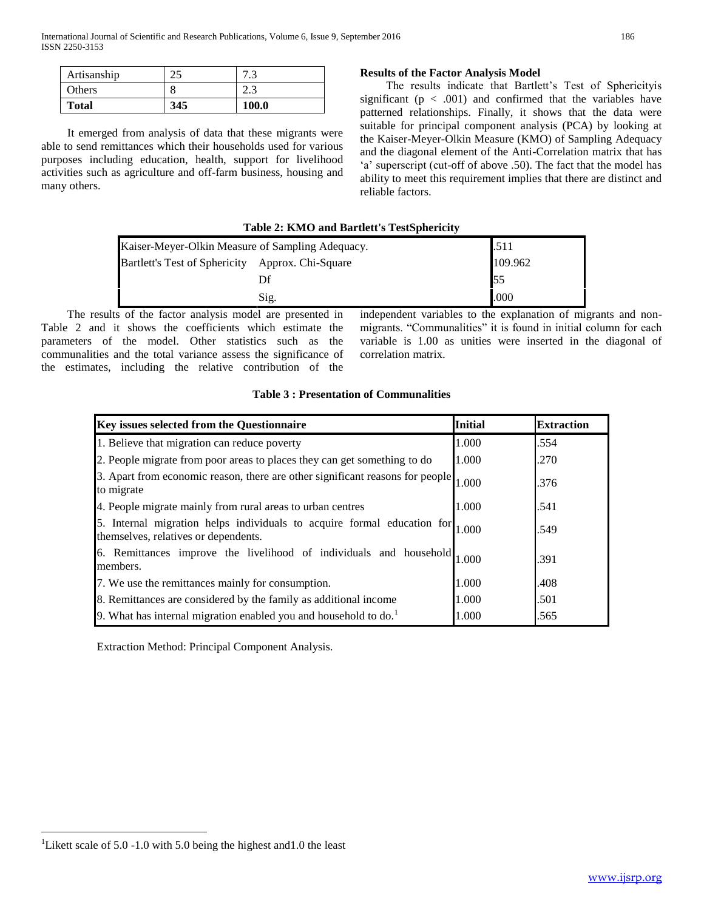| | | |
|---|---|---|
| Artisanship | 25 | 7.3 |
| Others | 8 | 2.3 |
| **Total** | **345** | **100.0** |

It emerged from analysis of data that these migrants were able to send remittances which their households used for various purposes including education, health, support for livelihood activities such as agriculture and off-farm business, housing and many others.

**Results of the Factor Analysis Model**

The results indicate that Bartlett's Test of Sphericityis significant ($p < .001$) and confirmed that the variables have patterned relationships. Finally, it shows that the data were suitable for principal component analysis (PCA) by looking at the Kaiser-Meyer-Olkin Measure (KMO) of Sampling Adequacy and the diagonal element of the Anti-Correlation matrix that has 'a' superscript (cut-off of above .50). The fact that the model has ability to meet this requirement implies that there are distinct and reliable factors.

**Table 2: KMO and Bartlett's TestSphericity**

| | | |
|---|---|---|
| Kaiser-Meyer-Olkin Measure of Sampling Adequacy. | | .511 |
| Bartlett's Test of Sphericity | Approx. Chi-Square | 109.962 |
| | Df | 55 |
| | Sig. | .000 |

The results of the factor analysis model are presented in Table 2 and it shows the coefficients which estimate the parameters of the model. Other statistics such as the communalities and the total variance assess the significance of the estimates, including the relative contribution of the independent variables to the explanation of migrants and non-migrants. "Communalities" it is found in initial column for each variable is 1.00 as unities were inserted in the diagonal of correlation matrix.

**Table 3 : Presentation of Communalities**

| Key issues selected from the Questionnaire | Initial | Extraction |
|---|---|---|
| 1. Believe that migration can reduce poverty | 1.000 | .554 |
| 2. People migrate from poor areas to places they can get something to do | 1.000 | .270 |
| 3. Apart from economic reason, there are other significant reasons for people to migrate | 1.000 | .376 |
| 4. People migrate mainly from rural areas to urban centres | 1.000 | .541 |
| 5. Internal migration helps individuals to acquire formal education for themselves, relatives or dependents. | 1.000 | .549 |
| 6. Remittances improve the livelihood of individuals and household members. | 1.000 | .391 |
| 7. We use the remittances mainly for consumption. | 1.000 | .408 |
| 8. Remittances are considered by the family as additional income | 1.000 | .501 |
| 9. What has internal migration enabled you and household to do.[1] | 1.000 | .565 |

Extraction Method: Principal Component Analysis.

[1]Likett scale of 5.0 -1.0 with 5.0 being the highest and1.0 the least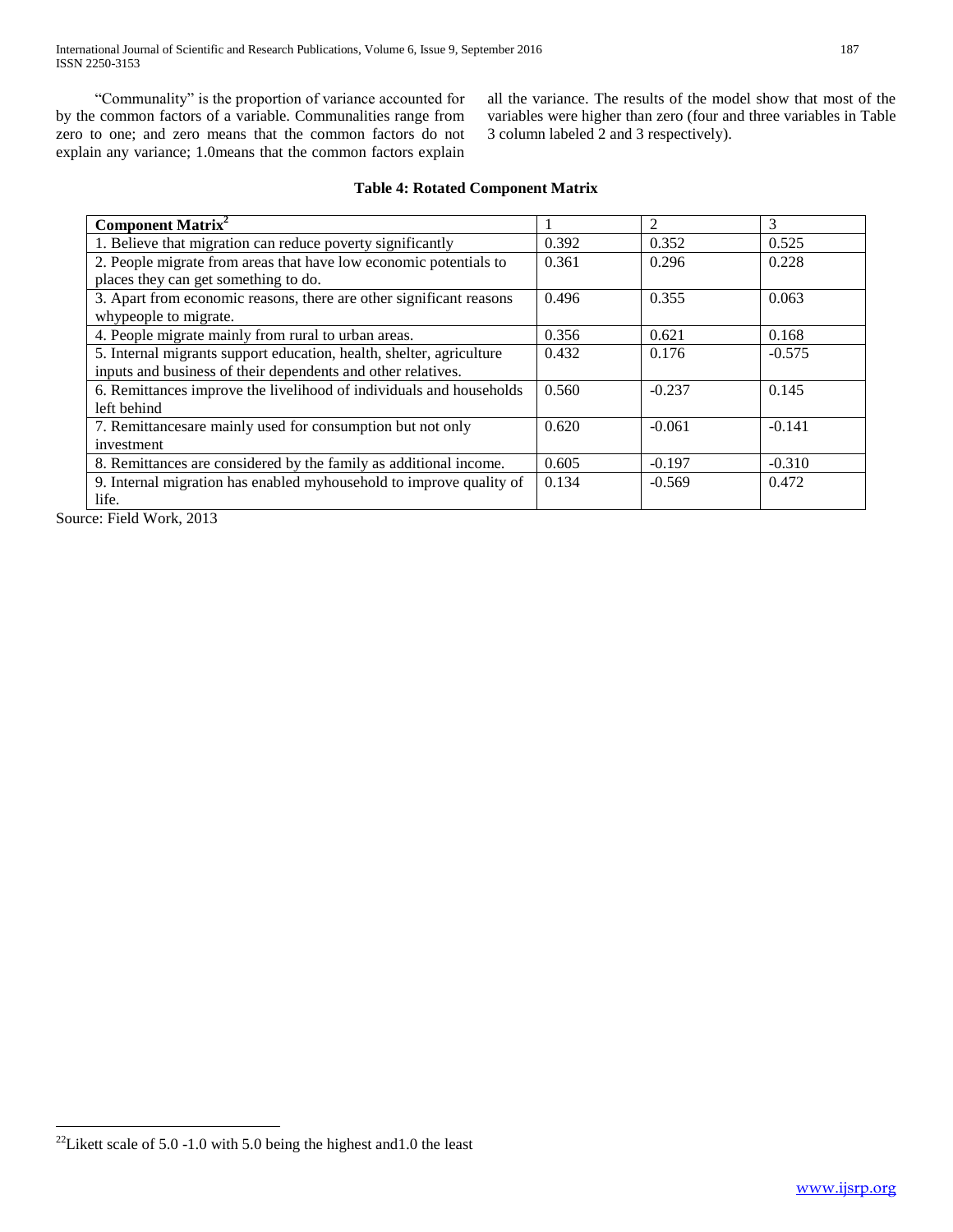"Communality" is the proportion of variance accounted for by the common factors of a variable. Communalities range from zero to one; and zero means that the common factors do not explain any variance; 1.0means that the common factors explain all the variance. The results of the model show that most of the variables were higher than zero (four and three variables in Table 3 column labeled 2 and 3 respectively).

**Table 4: Rotated Component Matrix**

| Component Matrix[2] | 1 | 2 | 3 |
|---|---|---|---|
| 1. Believe that migration can reduce poverty significantly | 0.392 | 0.352 | 0.525 |
| 2. People migrate from areas that have low economic potentials to places they can get something to do. | 0.361 | 0.296 | 0.228 |
| 3. Apart from economic reasons, there are other significant reasons whypeople to migrate. | 0.496 | 0.355 | 0.063 |
| 4. People migrate mainly from rural to urban areas. | 0.356 | 0.621 | 0.168 |
| 5. Internal migrants support education, health, shelter, agriculture inputs and business of their dependents and other relatives. | 0.432 | 0.176 | -0.575 |
| 6. Remittances improve the livelihood of individuals and households left behind | 0.560 | -0.237 | 0.145 |
| 7. Remittancesare mainly used for consumption but not only investment | 0.620 | -0.061 | -0.141 |
| 8. Remittances are considered by the family as additional income. | 0.605 | -0.197 | -0.310 |
| 9. Internal migration has enabled myhousehold to improve quality of life. | 0.134 | -0.569 | 0.472 |

Source: Field Work, 2013

[22]Likett scale of 5.0 -1.0 with 5.0 being the highest and1.0 the least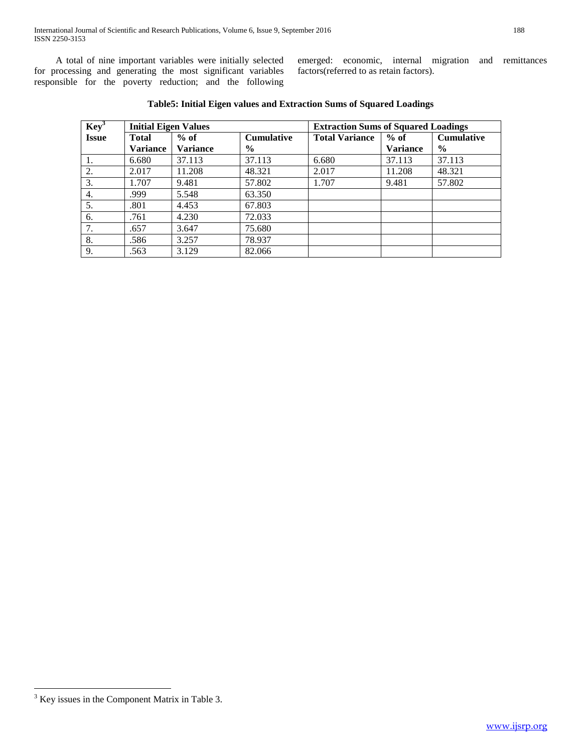A total of nine important variables were initially selected for processing and generating the most significant variables responsible for the poverty reduction; and the following emerged: economic, internal migration and remittances factors(referred to as retain factors).

**Table5: Initial Eigen values and Extraction Sums of Squared Loadings**

| Key[3] | Initial Eigen Values | | | Extraction Sums of Squared Loadings | | |
|---|---|---|---|---|---|---|
| Issue | Total Variance | % of Variance | Cumulative % | Total Variance | % of Variance | Cumulative % |
| 1. | 6.680 | 37.113 | 37.113 | 6.680 | 37.113 | 37.113 |
| 2. | 2.017 | 11.208 | 48.321 | 2.017 | 11.208 | 48.321 |
| 3. | 1.707 | 9.481 | 57.802 | 1.707 | 9.481 | 57.802 |
| 4. | .999 | 5.548 | 63.350 | | | |
| 5. | .801 | 4.453 | 67.803 | | | |
| 6. | .761 | 4.230 | 72.033 | | | |
| 7. | .657 | 3.647 | 75.680 | | | |
| 8. | .586 | 3.257 | 78.937 | | | |
| 9. | .563 | 3.129 | 82.066 | | | |

[3] Key issues in the Component Matrix in Table 3.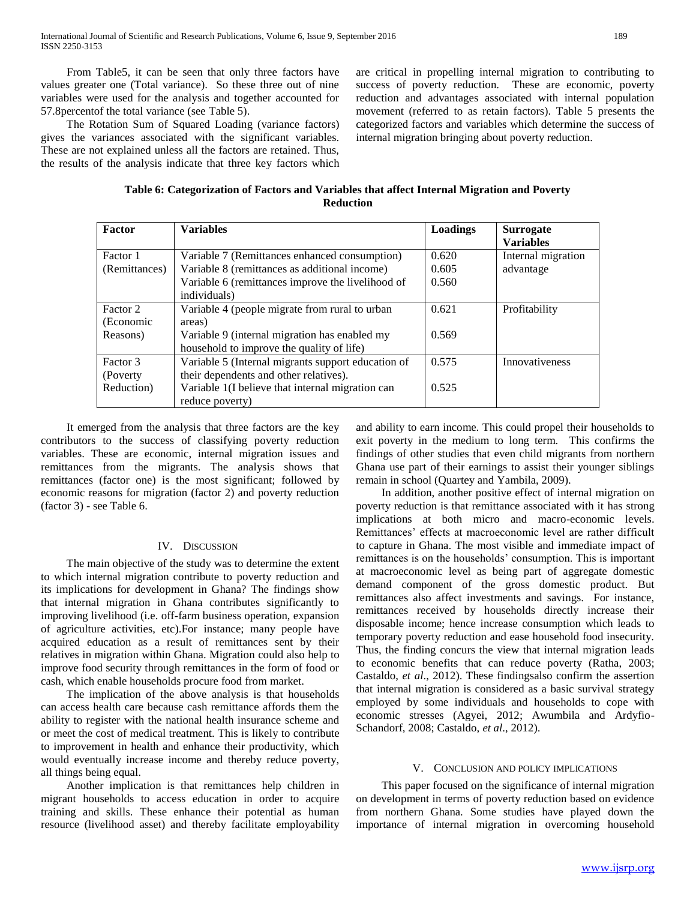From Table5, it can be seen that only three factors have values greater one (Total variance). So these three out of nine variables were used for the analysis and together accounted for 57.8percentof the total variance (see Table 5).

The Rotation Sum of Squared Loading (variance factors) gives the variances associated with the significant variables. These are not explained unless all the factors are retained. Thus, the results of the analysis indicate that three key factors which are critical in propelling internal migration to contributing to success of poverty reduction. These are economic, poverty reduction and advantages associated with internal population movement (referred to as retain factors). Table 5 presents the categorized factors and variables which determine the success of internal migration bringing about poverty reduction.

**Table 6: Categorization of Factors and Variables that affect Internal Migration and Poverty Reduction**

| Factor | Variables | Loadings | Surrogate Variables |
|---|---|---|---|
| Factor 1 (Remittances) | Variable 7 (Remittances enhanced consumption)<br>Variable 8 (remittances as additional income)<br>Variable 6 (remittances improve the livelihood of individuals) | 0.620<br>0.605<br>0.560 | Internal migration advantage |
| Factor 2 (Economic Reasons) | Variable 4 (people migrate from rural to urban areas)<br>Variable 9 (internal migration has enabled my household to improve the quality of life) | 0.621<br>0.569 | Profitability |
| Factor 3 (Poverty Reduction) | Variable 5 (Internal migrants support education of their dependents and other relatives).<br>Variable 1(I believe that internal migration can reduce poverty) | 0.575<br>0.525 | Innovativeness |

It emerged from the analysis that three factors are the key contributors to the success of classifying poverty reduction variables. These are economic, internal migration issues and remittances from the migrants. The analysis shows that remittances (factor one) is the most significant; followed by economic reasons for migration (factor 2) and poverty reduction (factor 3) - see Table 6.

## IV. Discussion

The main objective of the study was to determine the extent to which internal migration contribute to poverty reduction and its implications for development in Ghana? The findings show that internal migration in Ghana contributes significantly to improving livelihood (i.e. off-farm business operation, expansion of agriculture activities, etc).For instance; many people have acquired education as a result of remittances sent by their relatives in migration within Ghana. Migration could also help to improve food security through remittances in the form of food or cash, which enable households procure food from market.

The implication of the above analysis is that households can access health care because cash remittance affords them the ability to register with the national health insurance scheme and or meet the cost of medical treatment. This is likely to contribute to improvement in health and enhance their productivity, which would eventually increase income and thereby reduce poverty, all things being equal.

Another implication is that remittances help children in migrant households to access education in order to acquire training and skills. These enhance their potential as human resource (livelihood asset) and thereby facilitate employability and ability to earn income. This could propel their households to exit poverty in the medium to long term. This confirms the findings of other studies that even child migrants from northern Ghana use part of their earnings to assist their younger siblings remain in school (Quartey and Yambila, 2009).

In addition, another positive effect of internal migration on poverty reduction is that remittance associated with it has strong implications at both micro and macro-economic levels. Remittances' effects at macroeconomic level are rather difficult to capture in Ghana. The most visible and immediate impact of remittances is on the households' consumption. This is important at macroeconomic level as being part of aggregate domestic demand component of the gross domestic product. But remittances also affect investments and savings. For instance, remittances received by households directly increase their disposable income; hence increase consumption which leads to temporary poverty reduction and ease household food insecurity. Thus, the finding concurs the view that internal migration leads to economic benefits that can reduce poverty (Ratha, 2003; Castaldo, *et al*., 2012). These findingsalso confirm the assertion that internal migration is considered as a basic survival strategy employed by some individuals and households to cope with economic stresses (Agyei, 2012; Awumbila and Ardyfio-Schandorf, 2008; Castaldo, *et al*., 2012).

## V. Conclusion and Policy Implications

This paper focused on the significance of internal migration on development in terms of poverty reduction based on evidence from northern Ghana. Some studies have played down the importance of internal migration in overcoming household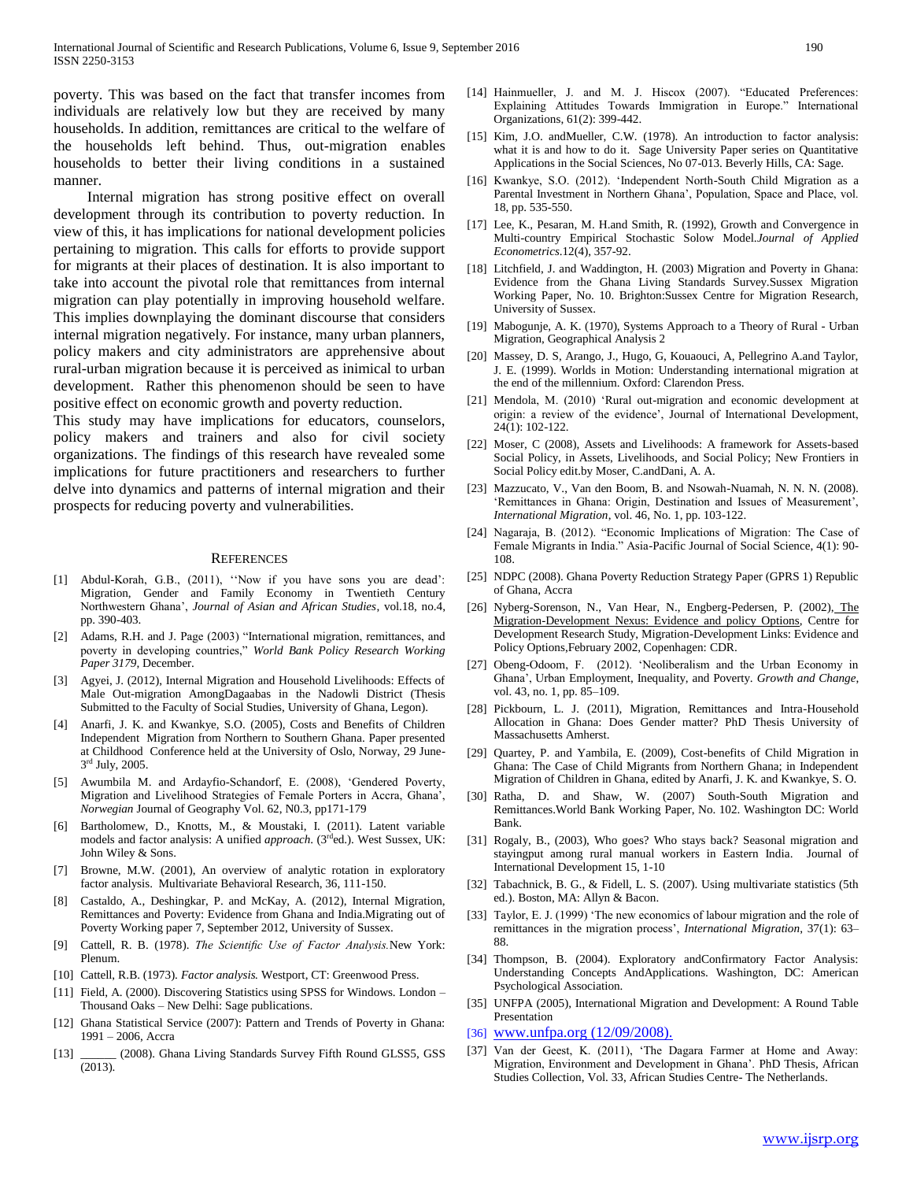poverty. This was based on the fact that transfer incomes from individuals are relatively low but they are received by many households. In addition, remittances are critical to the welfare of the households left behind. Thus, out-migration enables households to better their living conditions in a sustained manner.

Internal migration has strong positive effect on overall development through its contribution to poverty reduction. In view of this, it has implications for national development policies pertaining to migration. This calls for efforts to provide support for migrants at their places of destination. It is also important to take into account the pivotal role that remittances from internal migration can play potentially in improving household welfare. This implies downplaying the dominant discourse that considers internal migration negatively. For instance, many urban planners, policy makers and city administrators are apprehensive about rural-urban migration because it is perceived as inimical to urban development. Rather this phenomenon should be seen to have positive effect on economic growth and poverty reduction.

This study may have implications for educators, counselors, policy makers and trainers and also for civil society organizations. The findings of this research have revealed some implications for future practitioners and researchers to further delve into dynamics and patterns of internal migration and their prospects for reducing poverty and vulnerabilities.

## REFERENCES

[1] Abdul-Korah, G.B., (2011), ''Now if you have sons you are dead': Migration, Gender and Family Economy in Twentieth Century Northwestern Ghana', *Journal of Asian and African Studies*, vol.18, no.4, pp. 390-403.

[2] Adams, R.H. and J. Page (2003) "International migration, remittances, and poverty in developing countries," *World Bank Policy Research Working Paper 3179*, December.

[3] Agyei, J. (2012), Internal Migration and Household Livelihoods: Effects of Male Out-migration AmongDagaabas in the Nadowli District (Thesis Submitted to the Faculty of Social Studies, University of Ghana, Legon).

[4] Anarfi, J. K. and Kwankye, S.O. (2005), Costs and Benefits of Children Independent Migration from Northern to Southern Ghana. Paper presented at Childhood Conference held at the University of Oslo, Norway, 29 June-3rd July, 2005.

[5] Awumbila M. and Ardayfio-Schandorf, E. (2008), 'Gendered Poverty, Migration and Livelihood Strategies of Female Porters in Accra, Ghana', *Norwegian* Journal of Geography Vol. 62, N0.3, pp171-179

[6] Bartholomew, D., Knotts, M., & Moustaki, I. (2011). Latent variable models and factor analysis: A unified *approach*. (3rded.). West Sussex, UK: John Wiley & Sons.

[7] Browne, M.W. (2001), An overview of analytic rotation in exploratory factor analysis. Multivariate Behavioral Research, 36, 111-150.

[8] Castaldo, A., Deshingkar, P. and McKay, A. (2012), Internal Migration, Remittances and Poverty: Evidence from Ghana and India.Migrating out of Poverty Working paper 7, September 2012, University of Sussex.

[9] Cattell, R. B. (1978). *The Scientific Use of Factor Analysis.*New York: Plenum.

[10] Cattell, R.B. (1973). *Factor analysis.* Westport, CT: Greenwood Press.

[11] Field, A. (2000). Discovering Statistics using SPSS for Windows. London – Thousand Oaks – New Delhi: Sage publications.

[12] Ghana Statistical Service (2007): Pattern and Trends of Poverty in Ghana: 1991 – 2006, Accra

[13] ______ (2008). Ghana Living Standards Survey Fifth Round GLSS5, GSS (2013).

[14] Hainmueller, J. and M. J. Hiscox (2007). "Educated Preferences: Explaining Attitudes Towards Immigration in Europe." International Organizations, 61(2): 399-442.

[15] Kim, J.O. andMueller, C.W. (1978). An introduction to factor analysis: what it is and how to do it. Sage University Paper series on Quantitative Applications in the Social Sciences, No 07-013. Beverly Hills, CA: Sage.

[16] Kwankye, S.O. (2012). 'Independent North-South Child Migration as a Parental Investment in Northern Ghana', Population, Space and Place, vol. 18, pp. 535-550.

[17] Lee, K., Pesaran, M. H.and Smith, R. (1992), Growth and Convergence in Multi-country Empirical Stochastic Solow Model.*Journal of Applied Econometrics*.12(4), 357-92.

[18] Litchfield, J. and Waddington, H. (2003) Migration and Poverty in Ghana: Evidence from the Ghana Living Standards Survey.Sussex Migration Working Paper, No. 10. Brighton:Sussex Centre for Migration Research, University of Sussex.

[19] Mabogunje, A. K. (1970), Systems Approach to a Theory of Rural - Urban Migration, Geographical Analysis 2

[20] Massey, D. S, Arango, J., Hugo, G, Kouaouci, A, Pellegrino A.and Taylor, J. E. (1999). Worlds in Motion: Understanding international migration at the end of the millennium. Oxford: Clarendon Press.

[21] Mendola, M. (2010) 'Rural out-migration and economic development at origin: a review of the evidence', Journal of International Development, 24(1): 102-122.

[22] Moser, C (2008), Assets and Livelihoods: A framework for Assets-based Social Policy, in Assets, Livelihoods, and Social Policy; New Frontiers in Social Policy edit.by Moser, C.andDani, A. A.

[23] Mazzucato, V., Van den Boom, B. and Nsowah-Nuamah, N. N. N. (2008). 'Remittances in Ghana: Origin, Destination and Issues of Measurement', *International Migration*, vol. 46, No. 1, pp. 103-122.

[24] Nagaraja, B. (2012). "Economic Implications of Migration: The Case of Female Migrants in India." Asia-Pacific Journal of Social Science, 4(1): 90-108.

[25] NDPC (2008). Ghana Poverty Reduction Strategy Paper (GPRS 1) Republic of Ghana, Accra

[26] Nyberg-Sorenson, N., Van Hear, N., Engberg-Pedersen, P. (2002), The Migration-Development Nexus: Evidence and policy Options, Centre for Development Research Study, Migration-Development Links: Evidence and Policy Options,February 2002, Copenhagen: CDR.

[27] Obeng-Odoom, F. (2012). 'Neoliberalism and the Urban Economy in Ghana', Urban Employment, Inequality, and Poverty. *Growth and Change*, vol. 43, no. 1, pp. 85–109.

[28] Pickbourn, L. J. (2011), Migration, Remittances and Intra-Household Allocation in Ghana: Does Gender matter? PhD Thesis University of Massachusetts Amherst.

[29] Quartey, P. and Yambila, E. (2009), Cost-benefits of Child Migration in Ghana: The Case of Child Migrants from Northern Ghana; in Independent Migration of Children in Ghana, edited by Anarfi, J. K. and Kwankye, S. O.

[30] Ratha, D. and Shaw, W. (2007) South-South Migration and Remittances.World Bank Working Paper, No. 102. Washington DC: World Bank.

[31] Rogaly, B., (2003), Who goes? Who stays back? Seasonal migration and stayingput among rural manual workers in Eastern India. Journal of International Development 15, 1-10

[32] Tabachnick, B. G., & Fidell, L. S. (2007). Using multivariate statistics (5th ed.). Boston, MA: Allyn & Bacon.

[33] Taylor, E. J. (1999) 'The new economics of labour migration and the role of remittances in the migration process', *International Migration*, 37(1): 63–88.

[34] Thompson, B. (2004). Exploratory andConfirmatory Factor Analysis: Understanding Concepts AndApplications. Washington, DC: American Psychological Association.

[35] UNFPA (2005), International Migration and Development: A Round Table Presentation

[36] www.unfpa.org (12/09/2008).

[37] Van der Geest, K. (2011), 'The Dagara Farmer at Home and Away: Migration, Environment and Development in Ghana'. PhD Thesis, African Studies Collection, Vol. 33, African Studies Centre- The Netherlands.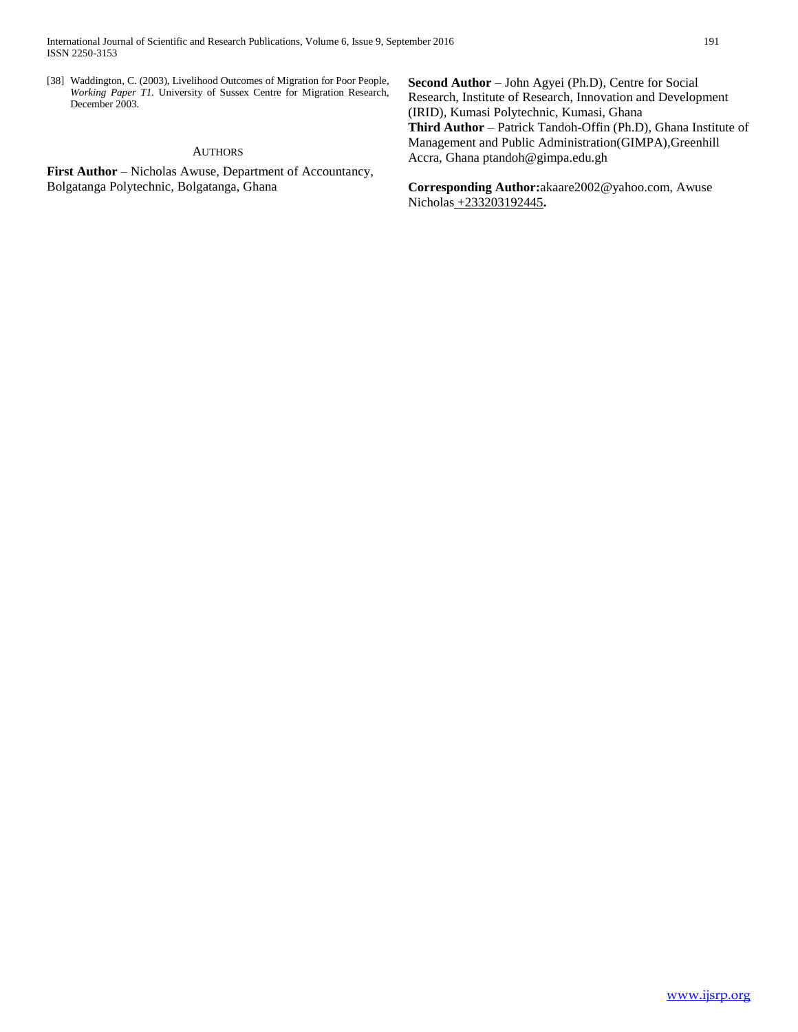[38] Waddington, C. (2003), Livelihood Outcomes of Migration for Poor People, *Working Paper T1*. University of Sussex Centre for Migration Research, December 2003.

## AUTHORS

**First Author** – Nicholas Awuse, Department of Accountancy, Bolgatanga Polytechnic, Bolgatanga, Ghana

**Second Author** – John Agyei (Ph.D), Centre for Social Research, Institute of Research, Innovation and Development (IRID), Kumasi Polytechnic, Kumasi, Ghana

**Third Author** – Patrick Tandoh-Offin (Ph.D), Ghana Institute of Management and Public Administration(GIMPA),Greenhill Accra, Ghana ptandoh@gimpa.edu.gh

**Corresponding Author:**akaare2002@yahoo.com, Awuse Nicholas +233203192445**.**